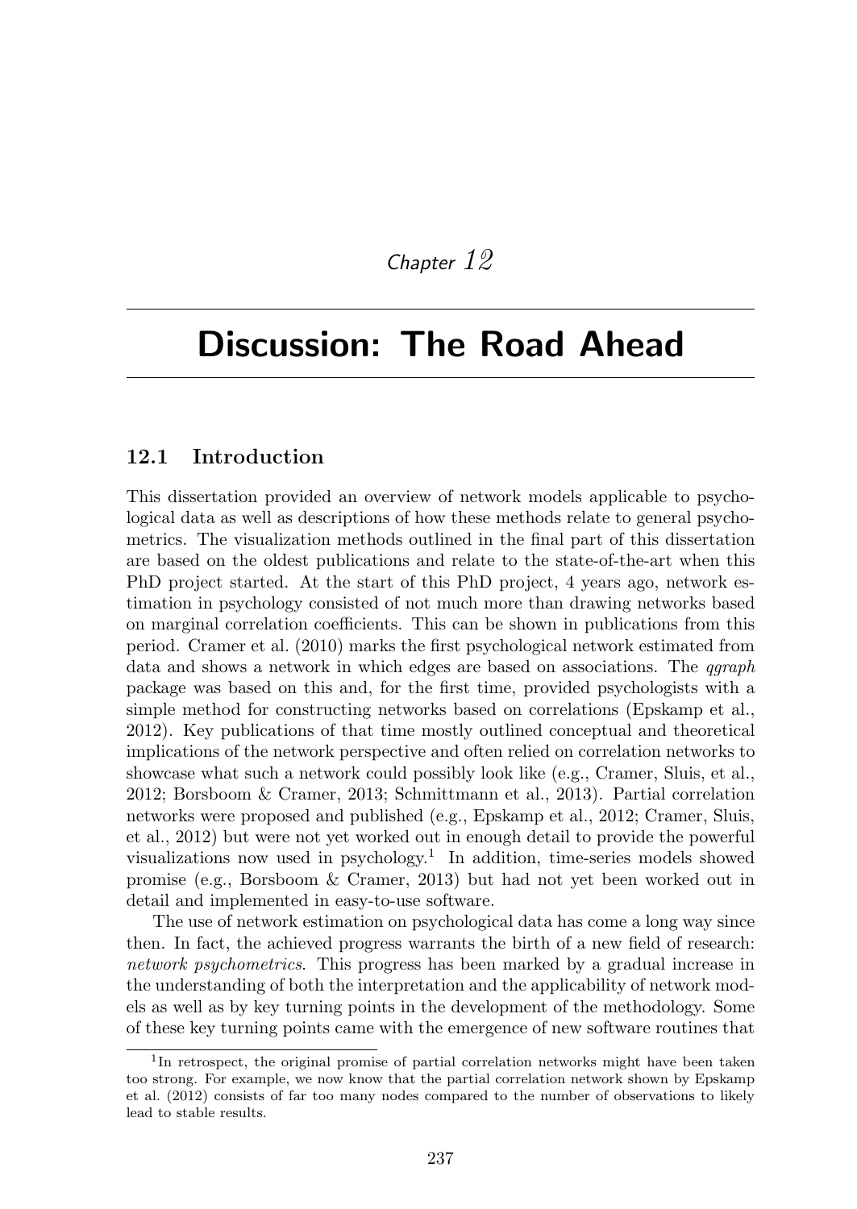# Chapter 12

# Discussion: The Road Ahead

## 12.1 Introduction

This dissertation provided an overview of network models applicable to psychological data as well as descriptions of how these methods relate to general psychometrics. The visualization methods outlined in the final part of this dissertation are based on the oldest publications and relate to the state-of-the-art when this PhD project started. At the start of this PhD project, 4 years ago, network estimation in psychology consisted of not much more than drawing networks based on marginal correlation coefficients. This can be shown in publications from this period. Cramer et al. (2010) marks the first psychological network estimated from data and shows a network in which edges are based on associations. The *qgraph* package was based on this and, for the first time, provided psychologists with a simple method for constructing networks based on correlations (Epskamp et al., 2012). Key publications of that time mostly outlined conceptual and theoretical implications of the network perspective and often relied on correlation networks to showcase what such a network could possibly look like (e.g., Cramer, Sluis, et al., 2012; Borsboom & Cramer, 2013; Schmittmann et al., 2013). Partial correlation networks were proposed and published (e.g., Epskamp et al., 2012; Cramer, Sluis, et al., 2012) but were not yet worked out in enough detail to provide the powerful visualizations now used in psychology.[1] In addition, time-series models showed promise (e.g., Borsboom & Cramer, 2013) but had not yet been worked out in detail and implemented in easy-to-use software.

The use of network estimation on psychological data has come a long way since then. In fact, the achieved progress warrants the birth of a new field of research: *network psychometrics*. This progress has been marked by a gradual increase in the understanding of both the interpretation and the applicability of network models as well as by key turning points in the development of the methodology. Some of these key turning points came with the emergence of new software routines that

[1] In retrospect, the original promise of partial correlation networks might have been taken too strong. For example, we now know that the partial correlation network shown by Epskamp et al. (2012) consists of far too many nodes compared to the number of observations to likely lead to stable results.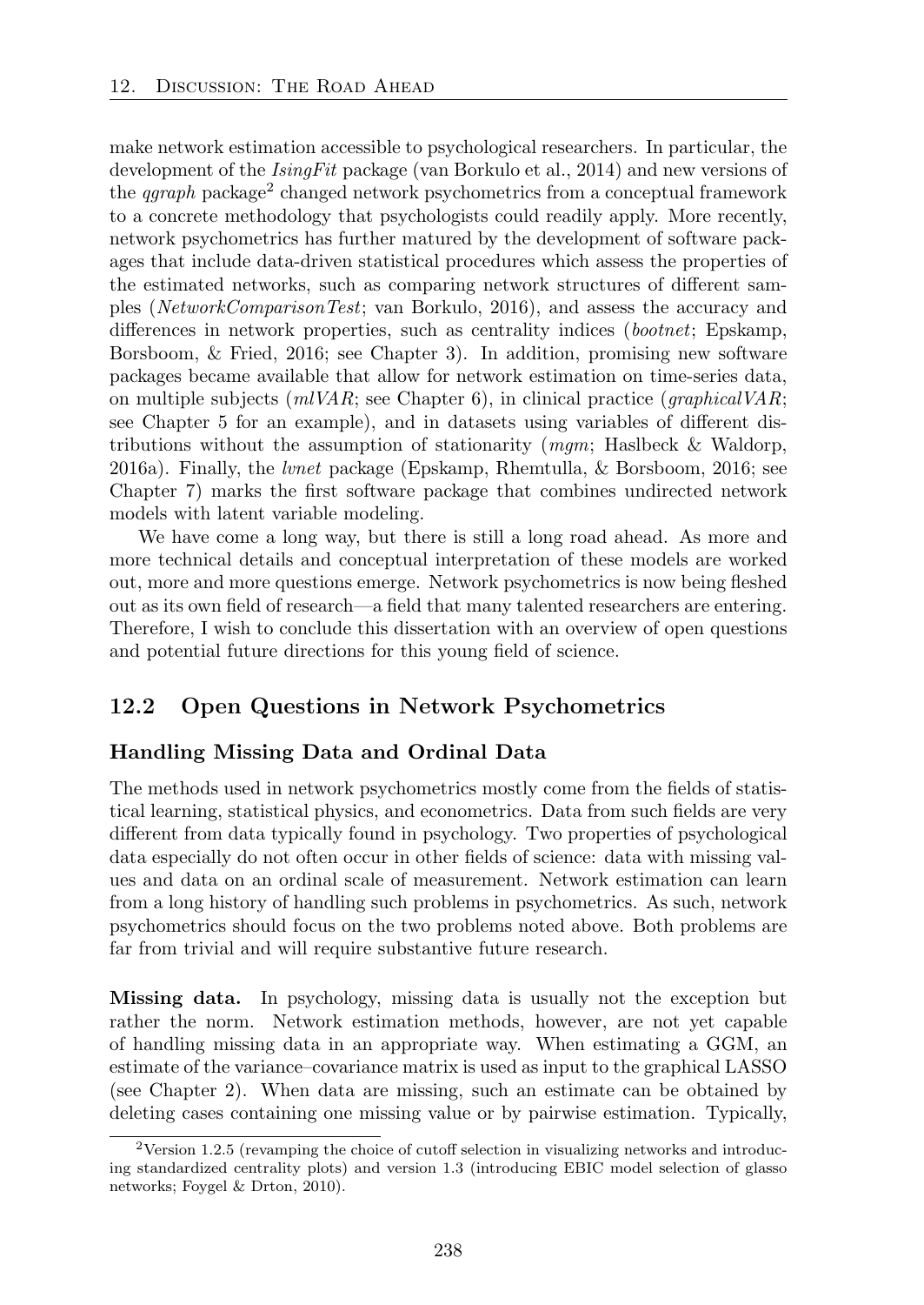make network estimation accessible to psychological researchers. In particular, the development of the *IsingFit* package (van Borkulo et al., 2014) and new versions of the *qgraph* package[2] changed network psychometrics from a conceptual framework to a concrete methodology that psychologists could readily apply. More recently, network psychometrics has further matured by the development of software packages that include data-driven statistical procedures which assess the properties of the estimated networks, such as comparing network structures of different samples (*NetworkComparisonTest*; van Borkulo, 2016), and assess the accuracy and differences in network properties, such as centrality indices (*bootnet*; Epskamp, Borsboom, & Fried, 2016; see Chapter 3). In addition, promising new software packages became available that allow for network estimation on time-series data, on multiple subjects (*mlVAR*; see Chapter 6), in clinical practice (*graphicalVAR*; see Chapter 5 for an example), and in datasets using variables of different distributions without the assumption of stationarity (*mgm*; Haslbeck & Waldorp, 2016a). Finally, the *lvnet* package (Epskamp, Rhemtulla, & Borsboom, 2016; see Chapter 7) marks the first software package that combines undirected network models with latent variable modeling.

We have come a long way, but there is still a long road ahead. As more and more technical details and conceptual interpretation of these models are worked out, more and more questions emerge. Network psychometrics is now being fleshed out as its own field of research—a field that many talented researchers are entering. Therefore, I wish to conclude this dissertation with an overview of open questions and potential future directions for this young field of science.

## 12.2 Open Questions in Network Psychometrics

### Handling Missing Data and Ordinal Data

The methods used in network psychometrics mostly come from the fields of statistical learning, statistical physics, and econometrics. Data from such fields are very different from data typically found in psychology. Two properties of psychological data especially do not often occur in other fields of science: data with missing values and data on an ordinal scale of measurement. Network estimation can learn from a long history of handling such problems in psychometrics. As such, network psychometrics should focus on the two problems noted above. Both problems are far from trivial and will require substantive future research.

**Missing data.** In psychology, missing data is usually not the exception but rather the norm. Network estimation methods, however, are not yet capable of handling missing data in an appropriate way. When estimating a GGM, an estimate of the variance–covariance matrix is used as input to the graphical LASSO (see Chapter 2). When data are missing, such an estimate can be obtained by deleting cases containing one missing value or by pairwise estimation. Typically,

[2] Version 1.2.5 (revamping the choice of cutoff selection in visualizing networks and introducing standardized centrality plots) and version 1.3 (introducing EBIC model selection of glasso networks; Foygel & Drton, 2010).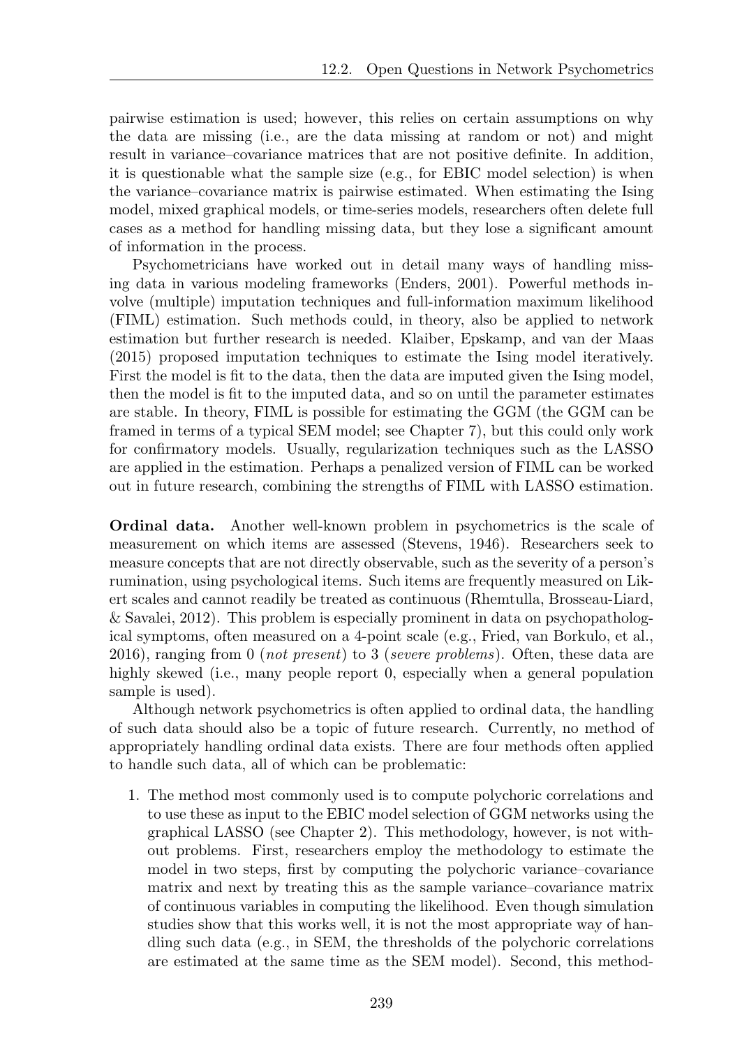pairwise estimation is used; however, this relies on certain assumptions on why the data are missing (i.e., are the data missing at random or not) and might result in variance–covariance matrices that are not positive definite. In addition, it is questionable what the sample size (e.g., for EBIC model selection) is when the variance–covariance matrix is pairwise estimated. When estimating the Ising model, mixed graphical models, or time-series models, researchers often delete full cases as a method for handling missing data, but they lose a significant amount of information in the process.

Psychometricians have worked out in detail many ways of handling missing data in various modeling frameworks (Enders, 2001). Powerful methods involve (multiple) imputation techniques and full-information maximum likelihood (FIML) estimation. Such methods could, in theory, also be applied to network estimation but further research is needed. Klaiber, Epskamp, and van der Maas (2015) proposed imputation techniques to estimate the Ising model iteratively. First the model is fit to the data, then the data are imputed given the Ising model, then the model is fit to the imputed data, and so on until the parameter estimates are stable. In theory, FIML is possible for estimating the GGM (the GGM can be framed in terms of a typical SEM model; see Chapter 7), but this could only work for confirmatory models. Usually, regularization techniques such as the LASSO are applied in the estimation. Perhaps a penalized version of FIML can be worked out in future research, combining the strengths of FIML with LASSO estimation.

**Ordinal data.** Another well-known problem in psychometrics is the scale of measurement on which items are assessed (Stevens, 1946). Researchers seek to measure concepts that are not directly observable, such as the severity of a person's rumination, using psychological items. Such items are frequently measured on Likert scales and cannot readily be treated as continuous (Rhemtulla, Brosseau-Liard, & Savalei, 2012). This problem is especially prominent in data on psychopathological symptoms, often measured on a 4-point scale (e.g., Fried, van Borkulo, et al., 2016), ranging from 0 (*not present*) to 3 (*severe problems*). Often, these data are highly skewed (i.e., many people report 0, especially when a general population sample is used).

Although network psychometrics is often applied to ordinal data, the handling of such data should also be a topic of future research. Currently, no method of appropriately handling ordinal data exists. There are four methods often applied to handle such data, all of which can be problematic:

1. The method most commonly used is to compute polychoric correlations and to use these as input to the EBIC model selection of GGM networks using the graphical LASSO (see Chapter 2). This methodology, however, is not without problems. First, researchers employ the methodology to estimate the model in two steps, first by computing the polychoric variance–covariance matrix and next by treating this as the sample variance–covariance matrix of continuous variables in computing the likelihood. Even though simulation studies show that this works well, it is not the most appropriate way of handling such data (e.g., in SEM, the thresholds of the polychoric correlations are estimated at the same time as the SEM model). Second, this method-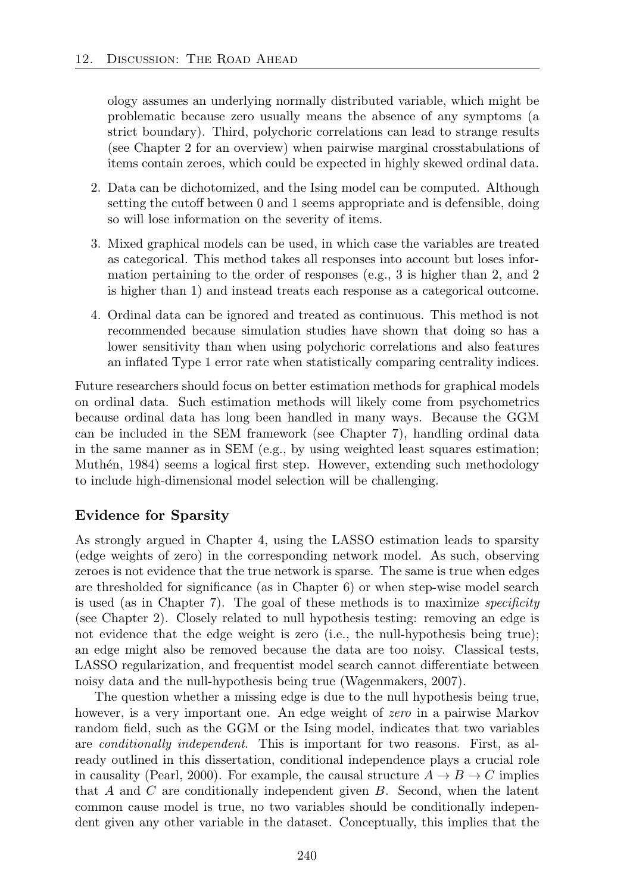ology assumes an underlying normally distributed variable, which might be problematic because zero usually means the absence of any symptoms (a strict boundary). Third, polychoric correlations can lead to strange results (see Chapter 2 for an overview) when pairwise marginal crosstabulations of items contain zeroes, which could be expected in highly skewed ordinal data.

2. Data can be dichotomized, and the Ising model can be computed. Although setting the cutoff between 0 and 1 seems appropriate and is defensible, doing so will lose information on the severity of items.
3. Mixed graphical models can be used, in which case the variables are treated as categorical. This method takes all responses into account but loses information pertaining to the order of responses (e.g., 3 is higher than 2, and 2 is higher than 1) and instead treats each response as a categorical outcome.
4. Ordinal data can be ignored and treated as continuous. This method is not recommended because simulation studies have shown that doing so has a lower sensitivity than when using polychoric correlations and also features an inflated Type 1 error rate when statistically comparing centrality indices.

Future researchers should focus on better estimation methods for graphical models on ordinal data. Such estimation methods will likely come from psychometrics because ordinal data has long been handled in many ways. Because the GGM can be included in the SEM framework (see Chapter 7), handling ordinal data in the same manner as in SEM (e.g., by using weighted least squares estimation; Muthén, 1984) seems a logical first step. However, extending such methodology to include high-dimensional model selection will be challenging.

### Evidence for Sparsity

As strongly argued in Chapter 4, using the LASSO estimation leads to sparsity (edge weights of zero) in the corresponding network model. As such, observing zeroes is not evidence that the true network is sparse. The same is true when edges are thresholded for significance (as in Chapter 6) or when step-wise model search is used (as in Chapter 7). The goal of these methods is to maximize *specificity* (see Chapter 2). Closely related to null hypothesis testing: removing an edge is not evidence that the edge weight is zero (i.e., the null-hypothesis being true); an edge might also be removed because the data are too noisy. Classical tests, LASSO regularization, and frequentist model search cannot differentiate between noisy data and the null-hypothesis being true (Wagenmakers, 2007).

The question whether a missing edge is due to the null hypothesis being true, however, is a very important one. An edge weight of *zero* in a pairwise Markov random field, such as the GGM or the Ising model, indicates that two variables are *conditionally independent*. This is important for two reasons. First, as already outlined in this dissertation, conditional independence plays a crucial role in causality (Pearl, 2000). For example, the causal structure $A \rightarrow B \rightarrow C$ implies that $A$ and $C$ are conditionally independent given $B$. Second, when the latent common cause model is true, no two variables should be conditionally independent given any other variable in the dataset. Conceptually, this implies that the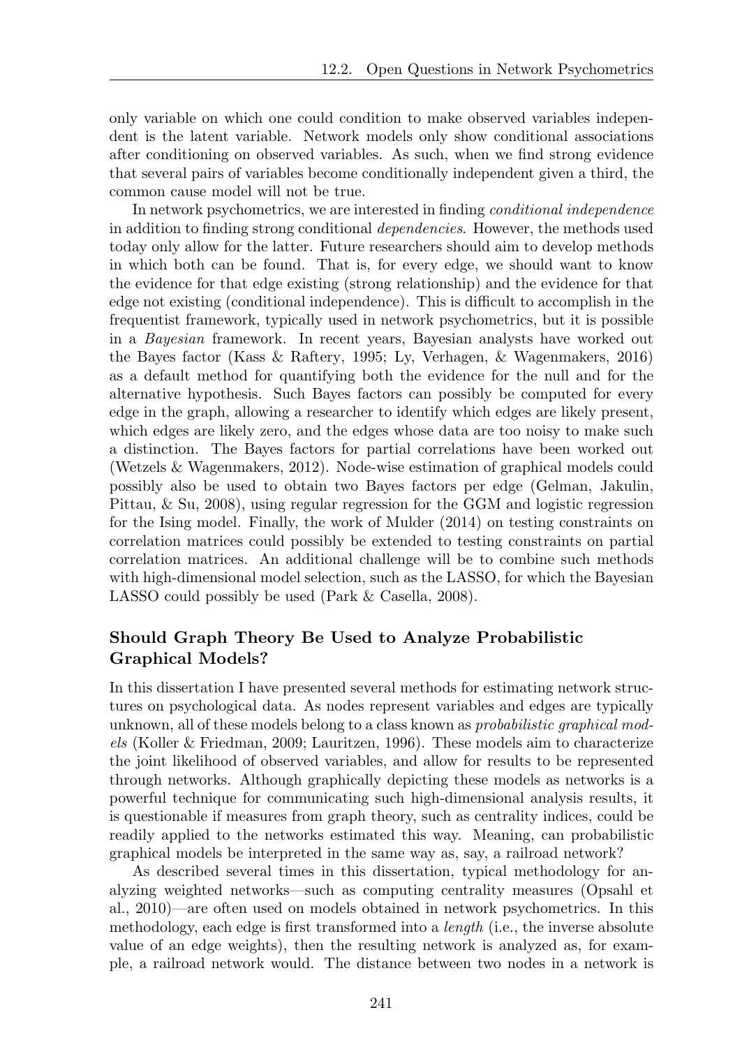only variable on which one could condition to make observed variables independent is the latent variable. Network models only show conditional associations after conditioning on observed variables. As such, when we find strong evidence that several pairs of variables become conditionally independent given a third, the common cause model will not be true.

In network psychometrics, we are interested in finding *conditional independence* in addition to finding strong conditional *dependencies*. However, the methods used today only allow for the latter. Future researchers should aim to develop methods in which both can be found. That is, for every edge, we should want to know the evidence for that edge existing (strong relationship) and the evidence for that edge not existing (conditional independence). This is difficult to accomplish in the frequentist framework, typically used in network psychometrics, but it is possible in a *Bayesian* framework. In recent years, Bayesian analysts have worked out the Bayes factor (Kass & Raftery, 1995; Ly, Verhagen, & Wagenmakers, 2016) as a default method for quantifying both the evidence for the null and for the alternative hypothesis. Such Bayes factors can possibly be computed for every edge in the graph, allowing a researcher to identify which edges are likely present, which edges are likely zero, and the edges whose data are too noisy to make such a distinction. The Bayes factors for partial correlations have been worked out (Wetzels & Wagenmakers, 2012). Node-wise estimation of graphical models could possibly also be used to obtain two Bayes factors per edge (Gelman, Jakulin, Pittau, & Su, 2008), using regular regression for the GGM and logistic regression for the Ising model. Finally, the work of Mulder (2014) on testing constraints on correlation matrices could possibly be extended to testing constraints on partial correlation matrices. An additional challenge will be to combine such methods with high-dimensional model selection, such as the LASSO, for which the Bayesian LASSO could possibly be used (Park & Casella, 2008).

### Should Graph Theory Be Used to Analyze Probabilistic Graphical Models?

In this dissertation I have presented several methods for estimating network structures on psychological data. As nodes represent variables and edges are typically unknown, all of these models belong to a class known as *probabilistic graphical models* (Koller & Friedman, 2009; Lauritzen, 1996). These models aim to characterize the joint likelihood of observed variables, and allow for results to be represented through networks. Although graphically depicting these models as networks is a powerful technique for communicating such high-dimensional analysis results, it is questionable if measures from graph theory, such as centrality indices, could be readily applied to the networks estimated this way. Meaning, can probabilistic graphical models be interpreted in the same way as, say, a railroad network?

As described several times in this dissertation, typical methodology for analyzing weighted networks—such as computing centrality measures (Opsahl et al., 2010)—are often used on models obtained in network psychometrics. In this methodology, each edge is first transformed into a *length* (i.e., the inverse absolute value of an edge weights), then the resulting network is analyzed as, for example, a railroad network would. The distance between two nodes in a network is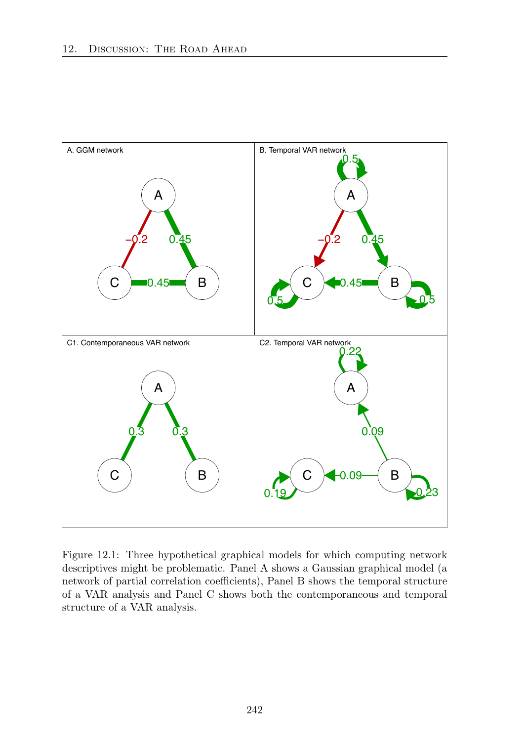Figure 12.1: Three hypothetical graphical models for which computing network descriptives might be problematic. Panel A shows a Gaussian graphical model (a network of partial correlation coefficients), Panel B shows the temporal structure of a VAR analysis and Panel C shows both the contemporaneous and temporal structure of a VAR analysis.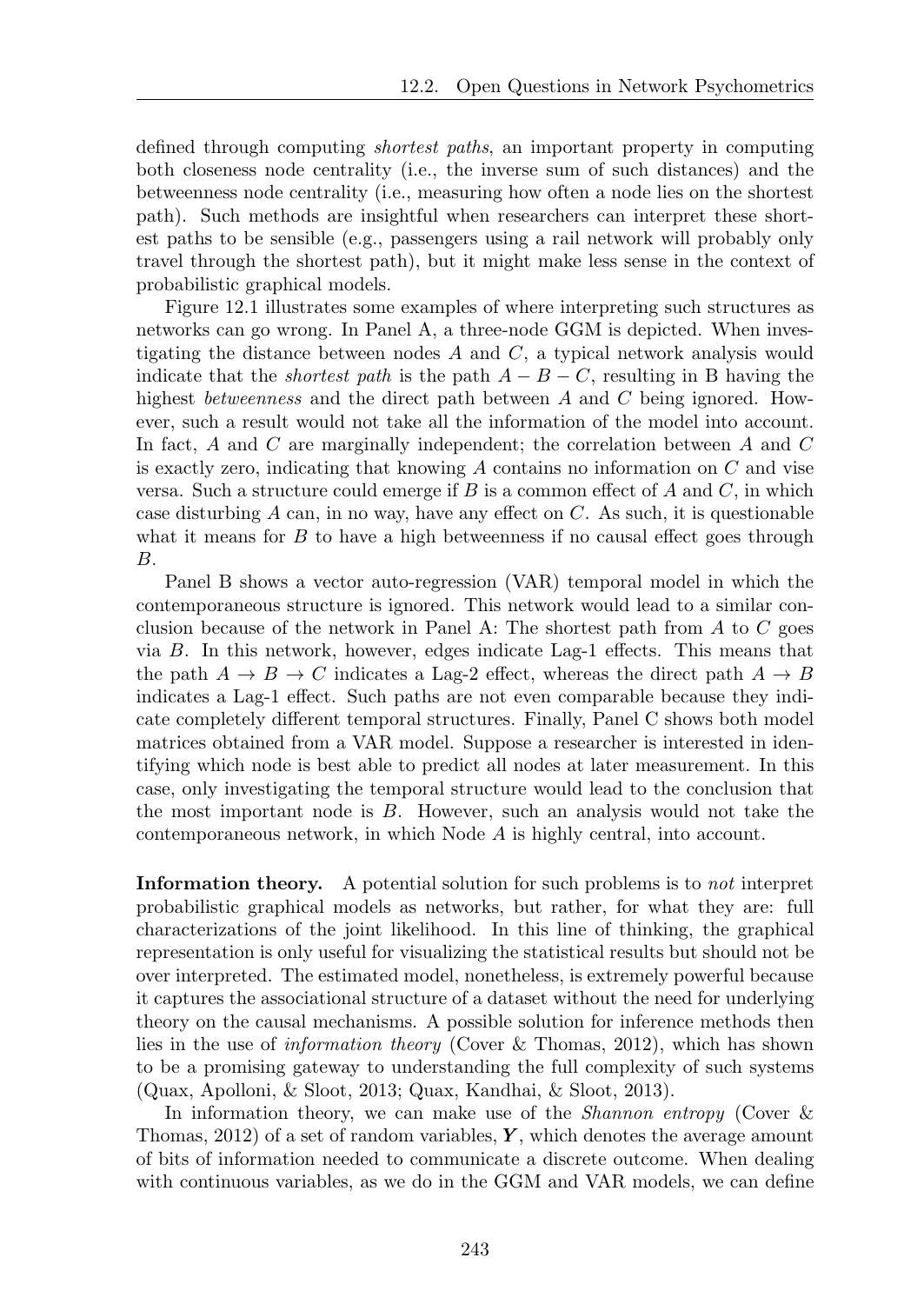defined through computing *shortest paths*, an important property in computing both closeness node centrality (i.e., the inverse sum of such distances) and the betweenness node centrality (i.e., measuring how often a node lies on the shortest path). Such methods are insightful when researchers can interpret these shortest paths to be sensible (e.g., passengers using a rail network will probably only travel through the shortest path), but it might make less sense in the context of probabilistic graphical models.

Figure 12.1 illustrates some examples of where interpreting such structures as networks can go wrong. In Panel A, a three-node GGM is depicted. When investigating the distance between nodes $A$ and $C$, a typical network analysis would indicate that the *shortest path* is the path $A - B - C$, resulting in B having the highest *betweenness* and the direct path between $A$ and $C$ being ignored. However, such a result would not take all the information of the model into account. In fact, $A$ and $C$ are marginally independent; the correlation between $A$ and $C$ is exactly zero, indicating that knowing $A$ contains no information on $C$ and vise versa. Such a structure could emerge if $B$ is a common effect of $A$ and $C$, in which case disturbing $A$ can, in no way, have any effect on $C$. As such, it is questionable what it means for $B$ to have a high betweenness if no causal effect goes through $B$.

Panel B shows a vector auto-regression (VAR) temporal model in which the contemporaneous structure is ignored. This network would lead to a similar conclusion because of the network in Panel A: The shortest path from $A$ to $C$ goes via $B$. In this network, however, edges indicate Lag-1 effects. This means that the path $A \to B \to C$ indicates a Lag-2 effect, whereas the direct path $A \to B$ indicates a Lag-1 effect. Such paths are not even comparable because they indicate completely different temporal structures. Finally, Panel C shows both model matrices obtained from a VAR model. Suppose a researcher is interested in identifying which node is best able to predict all nodes at later measurement. In this case, only investigating the temporal structure would lead to the conclusion that the most important node is $B$. However, such an analysis would not take the contemporaneous network, in which Node $A$ is highly central, into account.

**Information theory.** A potential solution for such problems is to *not* interpret probabilistic graphical models as networks, but rather, for what they are: full characterizations of the joint likelihood. In this line of thinking, the graphical representation is only useful for visualizing the statistical results but should not be over interpreted. The estimated model, nonetheless, is extremely powerful because it captures the associational structure of a dataset without the need for underlying theory on the causal mechanisms. A possible solution for inference methods then lies in the use of *information theory* (Cover & Thomas, 2012), which has shown to be a promising gateway to understanding the full complexity of such systems (Quax, Apolloni, & Sloot, 2013; Quax, Kandhai, & Sloot, 2013).

In information theory, we can make use of the *Shannon entropy* (Cover & Thomas, 2012) of a set of random variables, $\boldsymbol{Y}$, which denotes the average amount of bits of information needed to communicate a discrete outcome. When dealing with continuous variables, as we do in the GGM and VAR models, we can define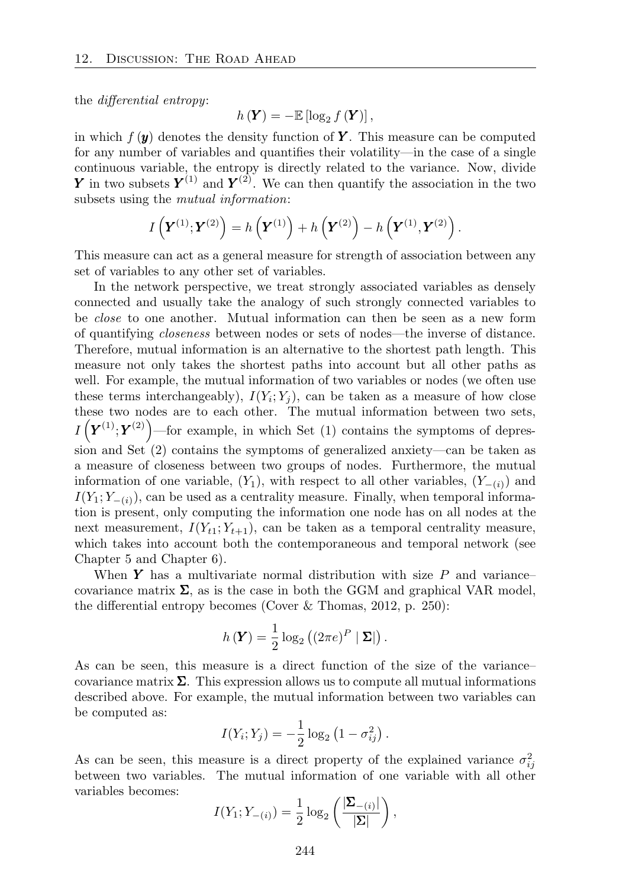the *differential entropy*:

$$h(\boldsymbol{Y}) = -\mathbb{E}\left[\log_2 f(\boldsymbol{Y})\right],$$

in which $f(\boldsymbol{y})$ denotes the density function of $\boldsymbol{Y}$. This measure can be computed for any number of variables and quantifies their volatility—in the case of a single continuous variable, the entropy is directly related to the variance. Now, divide $\boldsymbol{Y}$ in two subsets $\boldsymbol{Y}^{(1)}$ and $\boldsymbol{Y}^{(2)}$. We can then quantify the association in the two subsets using the *mutual information*:

$$I\left(\boldsymbol{Y}^{(1)}; \boldsymbol{Y}^{(2)}\right) = h\left(\boldsymbol{Y}^{(1)}\right) + h\left(\boldsymbol{Y}^{(2)}\right) - h\left(\boldsymbol{Y}^{(1)}, \boldsymbol{Y}^{(2)}\right).$$

This measure can act as a general measure for strength of association between any set of variables to any other set of variables.

In the network perspective, we treat strongly associated variables as densely connected and usually take the analogy of such strongly connected variables to be *close* to one another. Mutual information can then be seen as a new form of quantifying *closeness* between nodes or sets of nodes—the inverse of distance. Therefore, mutual information is an alternative to the shortest path length. This measure not only takes the shortest paths into account but all other paths as well. For example, the mutual information of two variables or nodes (we often use these terms interchangeably), $I(Y_i; Y_j)$, can be taken as a measure of how close these two nodes are to each other. The mutual information between two sets, $I\left(\boldsymbol{Y}^{(1)}; \boldsymbol{Y}^{(2)}\right)$—for example, in which Set (1) contains the symptoms of depression and Set (2) contains the symptoms of generalized anxiety—can be taken as a measure of closeness between two groups of nodes. Furthermore, the mutual information of one variable, $(Y_1)$, with respect to all other variables, $(Y_{-(i)})$ and $I(Y_1; Y_{-(i)})$, can be used as a centrality measure. Finally, when temporal information is present, only computing the information one node has on all nodes at the next measurement, $I(Y_{t1}; Y_{t+1})$, can be taken as a temporal centrality measure, which takes into account both the contemporaneous and temporal network (see Chapter 5 and Chapter 6).

When $\boldsymbol{Y}$ has a multivariate normal distribution with size $P$ and variance–covariance matrix $\boldsymbol{\Sigma}$, as is the case in both the GGM and graphical VAR model, the differential entropy becomes (Cover & Thomas, 2012, p. 250):

$$h(\boldsymbol{Y}) = \frac{1}{2}\log_2\left((2\pi e)^P \mid \boldsymbol{\Sigma}|\right).$$

As can be seen, this measure is a direct function of the size of the variance–covariance matrix $\boldsymbol{\Sigma}$. This expression allows us to compute all mutual informations described above. For example, the mutual information between two variables can be computed as:

$$I(Y_i; Y_j) = -\frac{1}{2}\log_2\left(1 - \sigma_{ij}^2\right).$$

As can be seen, this measure is a direct property of the explained variance $\sigma_{ij}^2$ between two variables. The mutual information of one variable with all other variables becomes:

$$I(Y_1; Y_{-(i)}) = \frac{1}{2}\log_2\left(\frac{|\boldsymbol{\Sigma}_{-(i)}|}{|\boldsymbol{\Sigma}|}\right),$$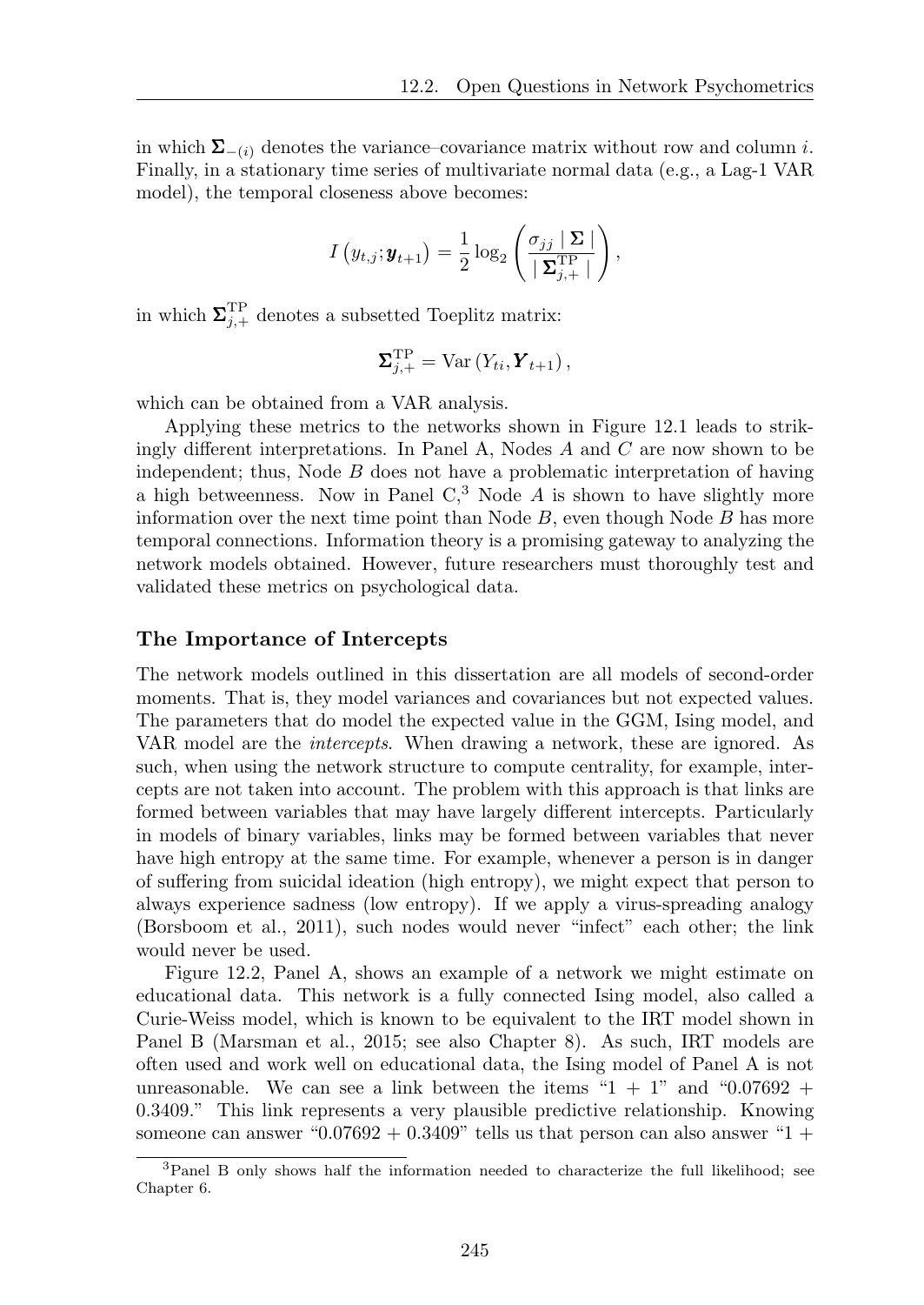in which $\boldsymbol{\Sigma}_{-(i)}$ denotes the variance–covariance matrix without row and column $i$. Finally, in a stationary time series of multivariate normal data (e.g., a Lag-1 VAR model), the temporal closeness above becomes:

$$I\left(y_{t,j}; \boldsymbol{y}_{t+1}\right) = \frac{1}{2} \log_2 \left( \frac{\sigma_{jj} \mid \boldsymbol{\Sigma} \mid}{\mid \boldsymbol{\Sigma}^{\text{TP}}_{j,+} \mid} \right),$$

in which $\boldsymbol{\Sigma}^{\text{TP}}_{j,+}$ denotes a subsetted Toeplitz matrix:

$$\boldsymbol{\Sigma}^{\text{TP}}_{j,+} = \text{Var}\left(Y_{ti}, \boldsymbol{Y}_{t+1}\right),$$

which can be obtained from a VAR analysis.

Applying these metrics to the networks shown in Figure 12.1 leads to strikingly different interpretations. In Panel A, Nodes $A$ and $C$ are now shown to be independent; thus, Node $B$ does not have a problematic interpretation of having a high betweenness. Now in Panel C,[3] Node $A$ is shown to have slightly more information over the next time point than Node $B$, even though Node $B$ has more temporal connections. Information theory is a promising gateway to analyzing the network models obtained. However, future researchers must thoroughly test and validated these metrics on psychological data.

### The Importance of Intercepts

The network models outlined in this dissertation are all models of second-order moments. That is, they model variances and covariances but not expected values. The parameters that do model the expected value in the GGM, Ising model, and VAR model are the *intercepts*. When drawing a network, these are ignored. As such, when using the network structure to compute centrality, for example, intercepts are not taken into account. The problem with this approach is that links are formed between variables that may have largely different intercepts. Particularly in models of binary variables, links may be formed between variables that never have high entropy at the same time. For example, whenever a person is in danger of suffering from suicidal ideation (high entropy), we might expect that person to always experience sadness (low entropy). If we apply a virus-spreading analogy (Borsboom et al., 2011), such nodes would never "infect" each other; the link would never be used.

Figure 12.2, Panel A, shows an example of a network we might estimate on educational data. This network is a fully connected Ising model, also called a Curie-Weiss model, which is known to be equivalent to the IRT model shown in Panel B (Marsman et al., 2015; see also Chapter 8). As such, IRT models are often used and work well on educational data, the Ising model of Panel A is not unreasonable. We can see a link between the items "1 + 1" and "0.07692 + 0.3409." This link represents a very plausible predictive relationship. Knowing someone can answer "0.07692 + 0.3409" tells us that person can also answer "1 +

[3] Panel B only shows half the information needed to characterize the full likelihood; see Chapter 6.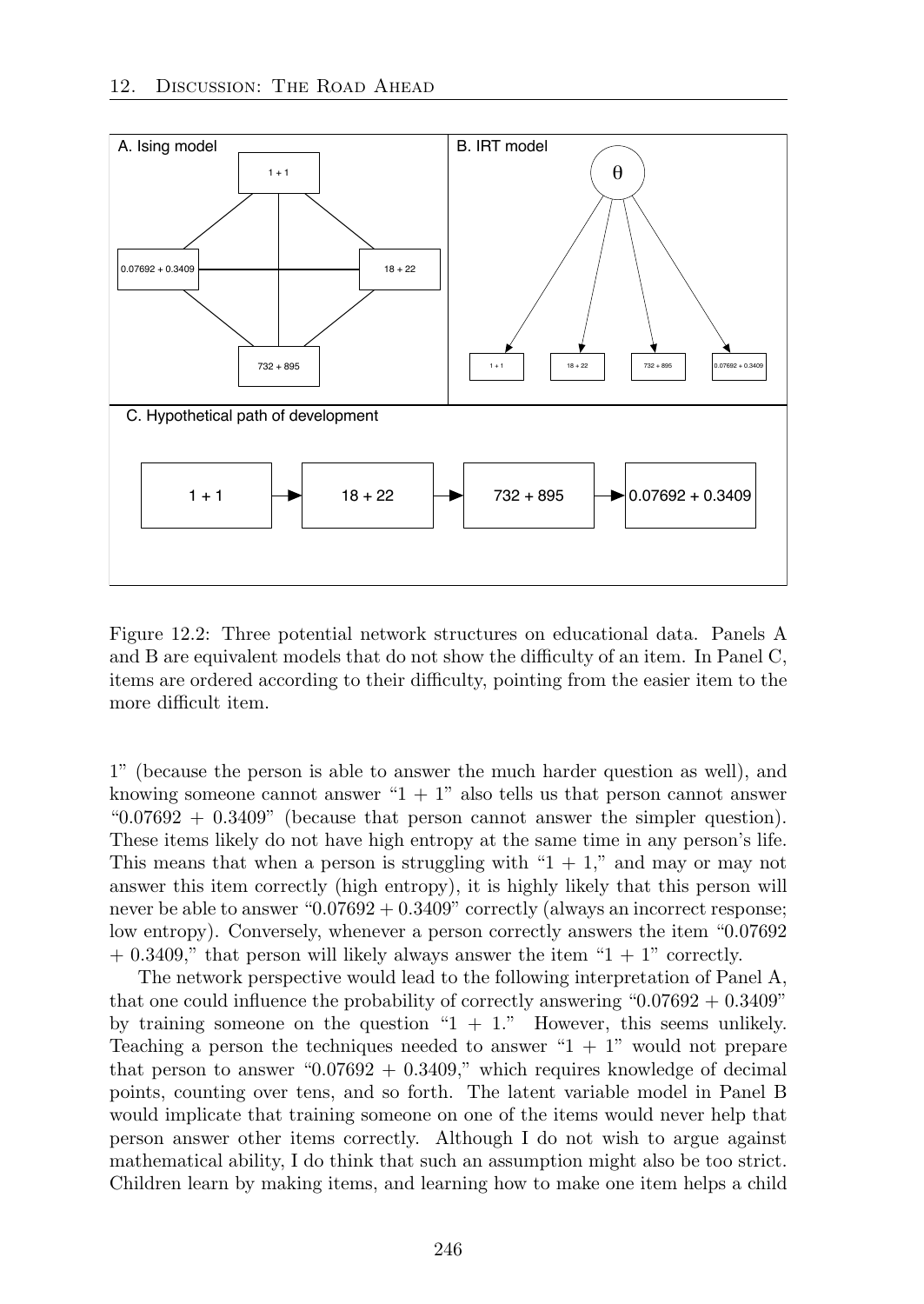Figure 12.2: Three potential network structures on educational data. Panels A and B are equivalent models that do not show the difficulty of an item. In Panel C, items are ordered according to their difficulty, pointing from the easier item to the more difficult item.

1" (because the person is able to answer the much harder question as well), and knowing someone cannot answer "1 + 1" also tells us that person cannot answer "0.07692 + 0.3409" (because that person cannot answer the simpler question). These items likely do not have high entropy at the same time in any person's life. This means that when a person is struggling with "1 + 1," and may or may not answer this item correctly (high entropy), it is highly likely that this person will never be able to answer "0.07692 + 0.3409" correctly (always an incorrect response; low entropy). Conversely, whenever a person correctly answers the item "0.07692 + 0.3409," that person will likely always answer the item "1 + 1" correctly.

The network perspective would lead to the following interpretation of Panel A, that one could influence the probability of correctly answering "0.07692 + 0.3409" by training someone on the question "1 + 1." However, this seems unlikely. Teaching a person the techniques needed to answer "1 + 1" would not prepare that person to answer "0.07692 + 0.3409," which requires knowledge of decimal points, counting over tens, and so forth. The latent variable model in Panel B would implicate that training someone on one of the items would never help that person answer other items correctly. Although I do not wish to argue against mathematical ability, I do think that such an assumption might also be too strict. Children learn by making items, and learning how to make one item helps a child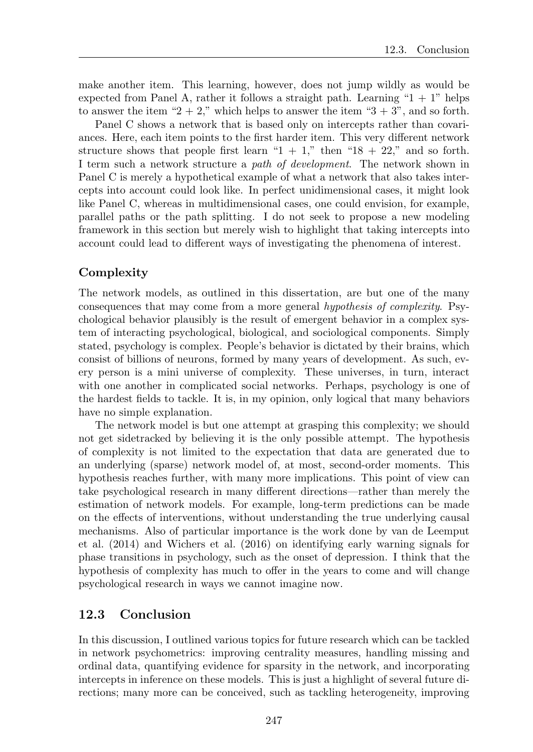make another item. This learning, however, does not jump wildly as would be expected from Panel A, rather it follows a straight path. Learning "1 + 1" helps to answer the item "2 + 2," which helps to answer the item "3 + 3", and so forth.

Panel C shows a network that is based only on intercepts rather than covariances. Here, each item points to the first harder item. This very different network structure shows that people first learn "1 + 1," then "18 + 22," and so forth. I term such a network structure a *path of development*. The network shown in Panel C is merely a hypothetical example of what a network that also takes intercepts into account could look like. In perfect unidimensional cases, it might look like Panel C, whereas in multidimensional cases, one could envision, for example, parallel paths or the path splitting. I do not seek to propose a new modeling framework in this section but merely wish to highlight that taking intercepts into account could lead to different ways of investigating the phenomena of interest.

### Complexity

The network models, as outlined in this dissertation, are but one of the many consequences that may come from a more general *hypothesis of complexity*. Psychological behavior plausibly is the result of emergent behavior in a complex system of interacting psychological, biological, and sociological components. Simply stated, psychology is complex. People's behavior is dictated by their brains, which consist of billions of neurons, formed by many years of development. As such, every person is a mini universe of complexity. These universes, in turn, interact with one another in complicated social networks. Perhaps, psychology is one of the hardest fields to tackle. It is, in my opinion, only logical that many behaviors have no simple explanation.

The network model is but one attempt at grasping this complexity; we should not get sidetracked by believing it is the only possible attempt. The hypothesis of complexity is not limited to the expectation that data are generated due to an underlying (sparse) network model of, at most, second-order moments. This hypothesis reaches further, with many more implications. This point of view can take psychological research in many different directions—rather than merely the estimation of network models. For example, long-term predictions can be made on the effects of interventions, without understanding the true underlying causal mechanisms. Also of particular importance is the work done by van de Leemput et al. (2014) and Wichers et al. (2016) on identifying early warning signals for phase transitions in psychology, such as the onset of depression. I think that the hypothesis of complexity has much to offer in the years to come and will change psychological research in ways we cannot imagine now.

## 12.3 Conclusion

In this discussion, I outlined various topics for future research which can be tackled in network psychometrics: improving centrality measures, handling missing and ordinal data, quantifying evidence for sparsity in the network, and incorporating intercepts in inference on these models. This is just a highlight of several future directions; many more can be conceived, such as tackling heterogeneity, improving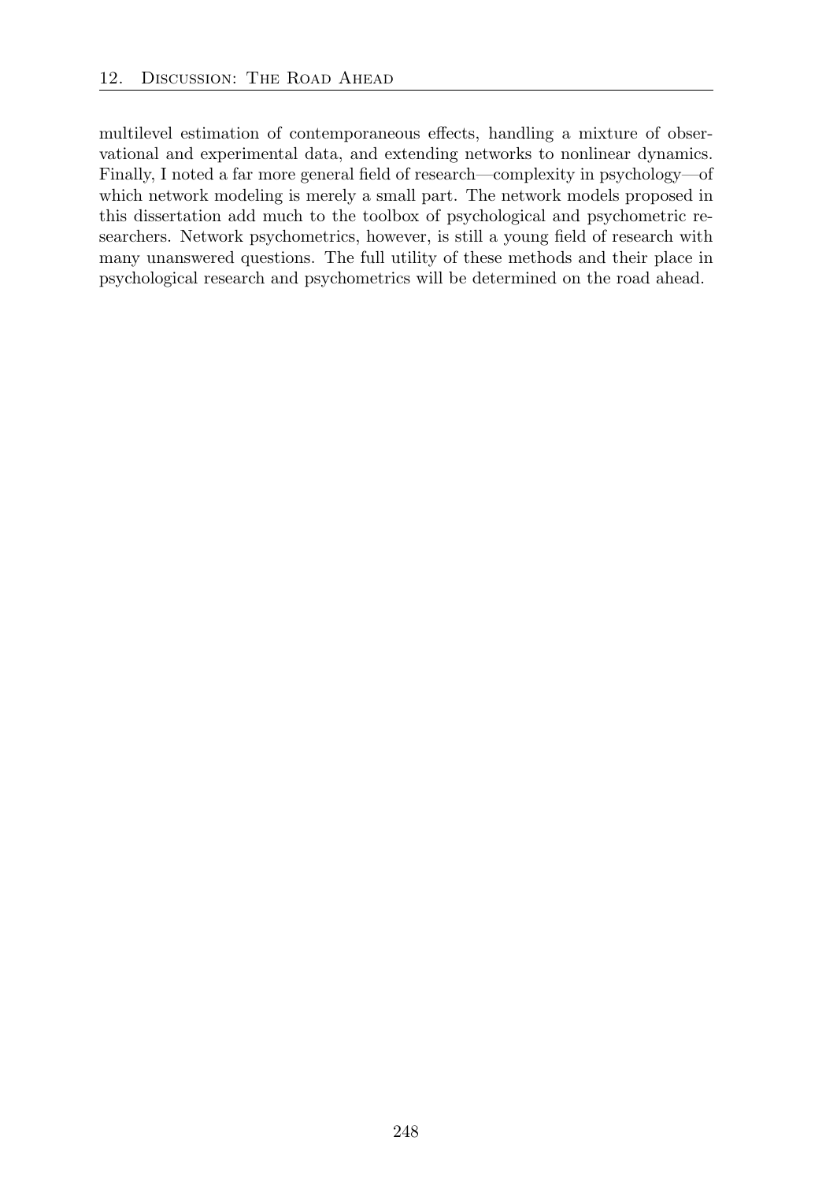multilevel estimation of contemporaneous effects, handling a mixture of observational and experimental data, and extending networks to nonlinear dynamics. Finally, I noted a far more general field of research—complexity in psychology—of which network modeling is merely a small part. The network models proposed in this dissertation add much to the toolbox of psychological and psychometric researchers. Network psychometrics, however, is still a young field of research with many unanswered questions. The full utility of these methods and their place in psychological research and psychometrics will be determined on the road ahead.